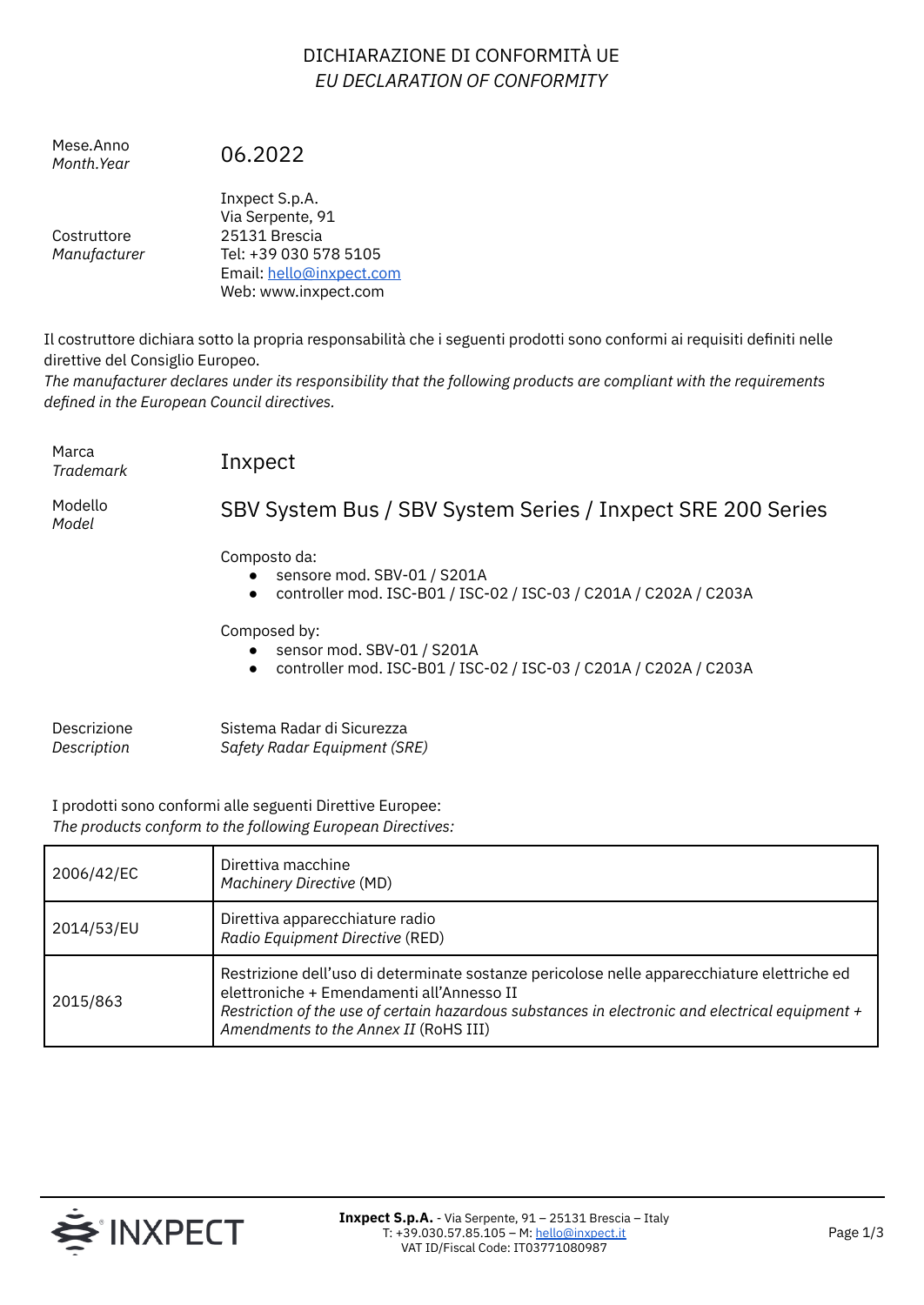# DICHIARAZIONE DI CONFORMITÀ UE
## *EU DECLARATION OF CONFORMITY*

Mese.Anno
*Month.Year*

06.2022

Costruttore
*Manufacturer*

Inxpect S.p.A.
Via Serpente, 91
25131 Brescia
Tel: +39 030 578 5105
Email: hello@inxpect.com
Web: www.inxpect.com

Il costruttore dichiara sotto la propria responsabilità che i seguenti prodotti sono conformi ai requisiti definiti nelle direttive del Consiglio Europeo.
*The manufacturer declares under its responsibility that the following products are compliant with the requirements defined in the European Council directives.*

Marca
*Trademark*

Inxpect

Modello
*Model*

SBV System Bus / SBV System Series / Inxpect SRE 200 Series

Composto da:

- sensore mod. SBV-01 / S201A
- controller mod. ISC-B01 / ISC-02 / ISC-03 / C201A / C202A / C203A

Composed by:

- sensor mod. SBV-01 / S201A
- controller mod. ISC-B01 / ISC-02 / ISC-03 / C201A / C202A / C203A

Descrizione
*Description*

Sistema Radar di Sicurezza
*Safety Radar Equipment (SRE)*

I prodotti sono conformi alle seguenti Direttive Europee:
*The products conform to the following European Directives:*

| | |
|---|---|
| 2006/42/EC | Direttiva macchine<br>*Machinery Directive* (MD) |
| 2014/53/EU | Direttiva apparecchiature radio<br>*Radio Equipment Directive* (RED) |
| 2015/863 | Restrizione dell'uso di determinate sostanze pericolose nelle apparecchiature elettriche ed elettroniche + Emendamenti all'Annesso II<br>*Restriction of the use of certain hazardous substances in electronic and electrical equipment + Amendments to the Annex II* (RoHS III) |

**Inxpect S.p.A.** - Via Serpente, 91 – 25131 Brescia – Italy
T: +39.030.57.85.105 – M: hello@inxpect.it
VAT ID/Fiscal Code: IT03771080987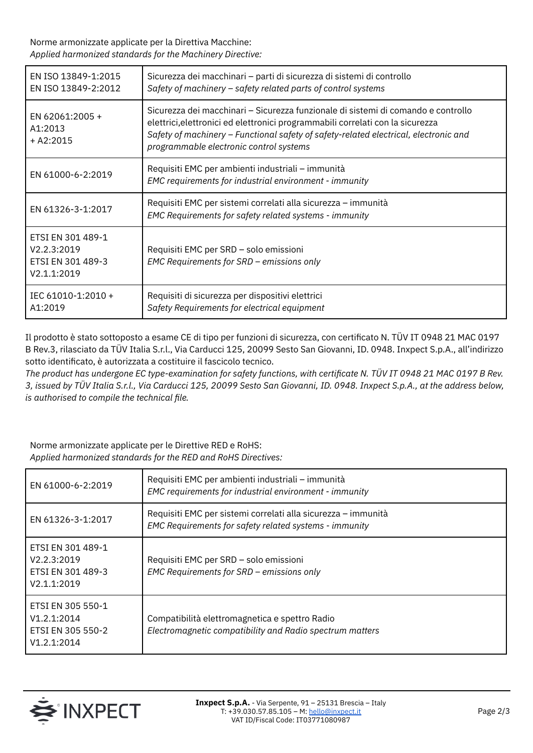Norme armonizzate applicate per la Direttiva Macchine:
*Applied harmonized standards for the Machinery Directive:*

| Standard | Description |
| --- | --- |
| EN ISO 13849-1:2015<br>EN ISO 13849-2:2012 | Sicurezza dei macchinari – parti di sicurezza di sistemi di controllo<br>*Safety of machinery – safety related parts of control systems* |
| EN 62061:2005 + A1:2013 + A2:2015 | Sicurezza dei macchinari – Sicurezza funzionale di sistemi di comando e controllo elettrici,elettronici ed elettronici programmabili correlati con la sicurezza<br>*Safety of machinery – Functional safety of safety-related electrical, electronic and programmable electronic control systems* |
| EN 61000-6-2:2019 | Requisiti EMC per ambienti industriali – immunità<br>*EMC requirements for industrial environment - immunity* |
| EN 61326-3-1:2017 | Requisiti EMC per sistemi correlati alla sicurezza – immunità<br>*EMC Requirements for safety related systems - immunity* |
| ETSI EN 301 489-1 V2.2.3:2019<br>ETSI EN 301 489-3 V2.1.1:2019 | Requisiti EMC per SRD – solo emissioni<br>*EMC Requirements for SRD – emissions only* |
| IEC 61010-1:2010 + A1:2019 | Requisiti di sicurezza per dispositivi elettrici<br>*Safety Requirements for electrical equipment* |

Il prodotto è stato sottoposto a esame CE di tipo per funzioni di sicurezza, con certificato N. TÜV IT 0948 21 MAC 0197 B Rev.3, rilasciato da TÜV Italia S.r.l., Via Carducci 125, 20099 Sesto San Giovanni, ID. 0948. Inxpect S.p.A., all'indirizzo sotto identificato, è autorizzata a costituire il fascicolo tecnico.
*The product has undergone EC type-examination for safety functions, with certificate N. TÜV IT 0948 21 MAC 0197 B Rev. 3, issued by TÜV Italia S.r.l., Via Carducci 125, 20099 Sesto San Giovanni, ID. 0948. Inxpect S.p.A., at the address below, is authorised to compile the technical file.*

Norme armonizzate applicate per le Direttive RED e RoHS:
*Applied harmonized standards for the RED and RoHS Directives:*

| Standard | Description |
| --- | --- |
| EN 61000-6-2:2019 | Requisiti EMC per ambienti industriali – immunità<br>*EMC requirements for industrial environment - immunity* |
| EN 61326-3-1:2017 | Requisiti EMC per sistemi correlati alla sicurezza – immunità<br>*EMC Requirements for safety related systems - immunity* |
| ETSI EN 301 489-1 V2.2.3:2019<br>ETSI EN 301 489-3 V2.1.1:2019 | Requisiti EMC per SRD – solo emissioni<br>*EMC Requirements for SRD – emissions only* |
| ETSI EN 305 550-1 V1.2.1:2014<br>ETSI EN 305 550-2 V1.2.1:2014 | Compatibilità elettromagnetica e spettro Radio<br>*Electromagnetic compatibility and Radio spectrum matters* |

**Inxpect S.p.A.** - Via Serpente, 91 – 25131 Brescia – Italy
T: +39.030.57.85.105 – M: hello@inxpect.it
VAT ID/Fiscal Code: IT03771080987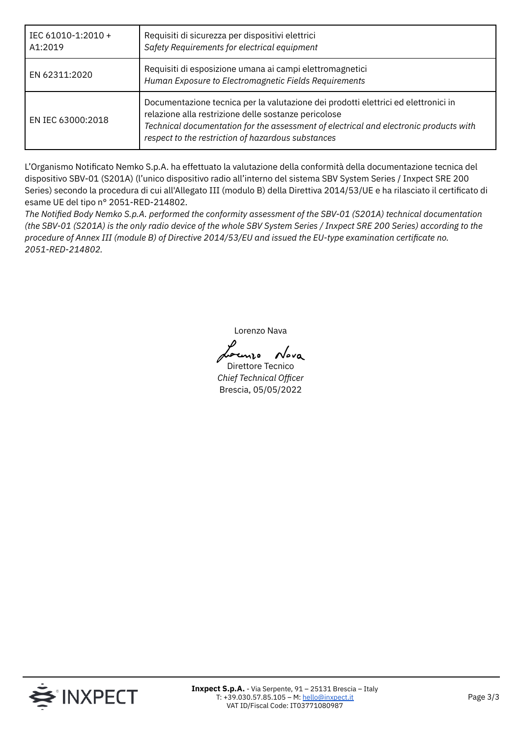| | |
|---|---|
| IEC 61010-1:2010 + A1:2019 | Requisiti di sicurezza per dispositivi elettrici<br>*Safety Requirements for electrical equipment* |
| EN 62311:2020 | Requisiti di esposizione umana ai campi elettromagnetici<br>*Human Exposure to Electromagnetic Fields Requirements* |
| EN IEC 63000:2018 | Documentazione tecnica per la valutazione dei prodotti elettrici ed elettronici in relazione alla restrizione delle sostanze pericolose<br>*Technical documentation for the assessment of electrical and electronic products with respect to the restriction of hazardous substances* |

L'Organismo Notificato Nemko S.p.A. ha effettuato la valutazione della conformità della documentazione tecnica del dispositivo SBV-01 (S201A) (l'unico dispositivo radio all'interno del sistema SBV System Series / Inxpect SRE 200 Series) secondo la procedura di cui all'Allegato III (modulo B) della Direttiva 2014/53/UE e ha rilasciato il certificato di esame UE del tipo n° 2051-RED-214802.

*The Notified Body Nemko S.p.A. performed the conformity assessment of the SBV-01 (S201A) technical documentation (the SBV-01 (S201A) is the only radio device of the whole SBV System Series / Inxpect SRE 200 Series) according to the procedure of Annex III (module B) of Directive 2014/53/EU and issued the EU-type examination certificate no. 2051-RED-214802.*

Lorenzo Nava

Lorenzo Nava

Direttore Tecnico

*Chief Technical Officer*

Brescia, 05/05/2022

INXPECT

**Inxpect S.p.A.** - Via Serpente, 91 – 25131 Brescia – Italy
T: +39.030.57.85.105 – M: hello@inxpect.it
VAT ID/Fiscal Code: IT03771080987